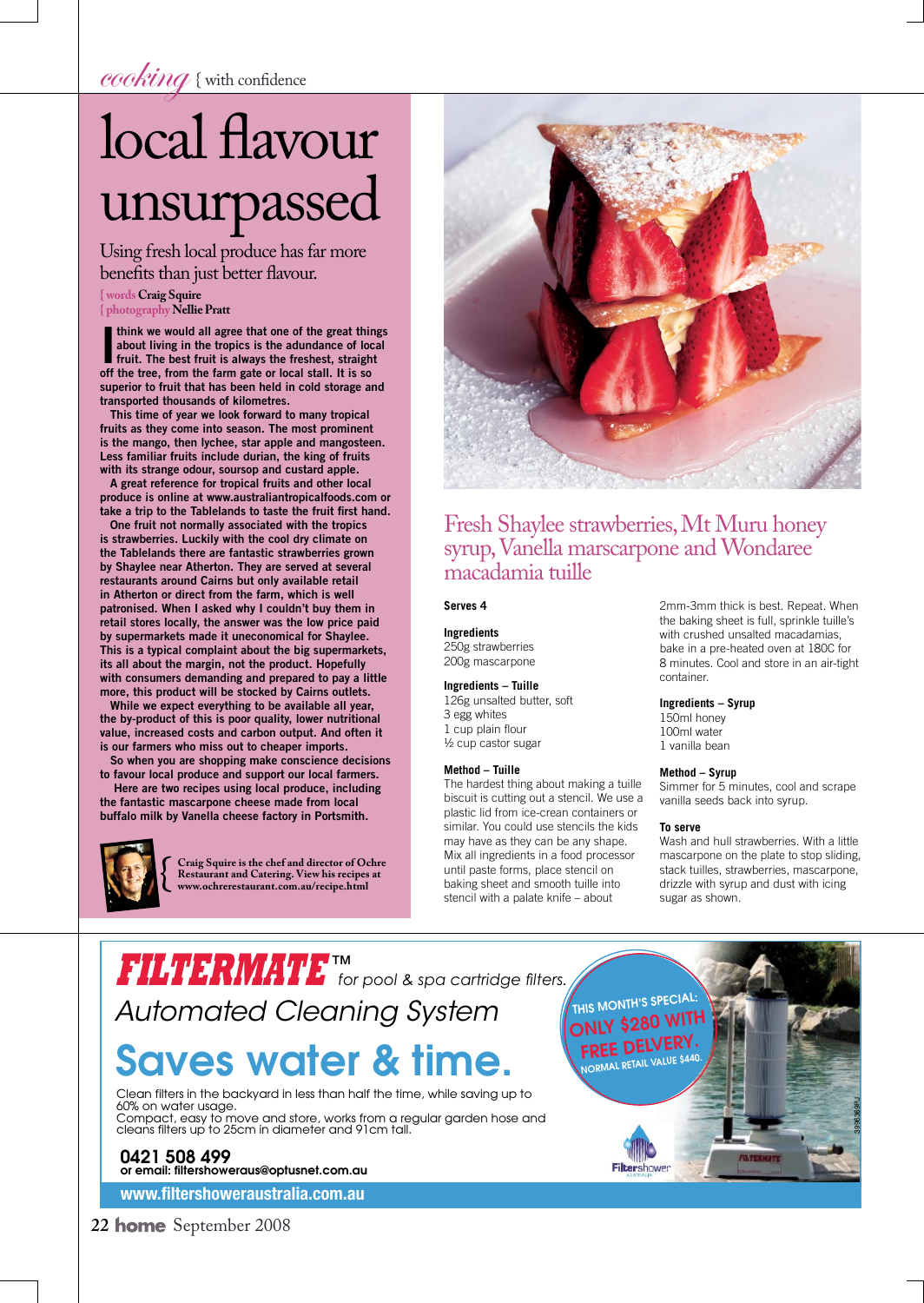*cooking* { with confidence

# local flavour unsurpassed

Using fresh local produce has far more benefits than just better flavour.

{ words **Craig Squire**
{ photography **Nellie Pratt**

**I think we would all agree that one of the great things about living in the tropics is the adundance of local fruit. The best fruit is always the freshest, straight off the tree, from the farm gate or local stall. It is so superior to fruit that has been held in cold storage and transported thousands of kilometres.**

**This time of year we look forward to many tropical fruits as they come into season. The most prominent is the mango, then lychee, star apple and mangosteen. Less familiar fruits include durian, the king of fruits with its strange odour, soursop and custard apple.**

**A great reference for tropical fruits and other local produce is online at www.australiantropicalfoods.com or take a trip to the Tablelands to taste the fruit first hand.**

**One fruit not normally associated with the tropics is strawberries. Luckily with the cool dry climate on the Tablelands there are fantastic strawberries grown by Shaylee near Atherton. They are served at several restaurants around Cairns but only available retail in Atherton or direct from the farm, which is well patronised. When I asked why I couldn't buy them in retail stores locally, the answer was the low price paid by supermarkets made it uneconomical for Shaylee. This is a typical complaint about the big supermarkets, its all about the margin, not the product. Hopefully with consumers demanding and prepared to pay a little more, this product will be stocked by Cairns outlets.**

**While we expect everything to be available all year, the by-product of this is poor quality, lower nutritional value, increased costs and carbon output. And often it is our farmers who miss out to cheaper imports.**

**So when you are shopping make conscience decisions to favour local produce and support our local farmers.**

**Here are two recipes using local produce, including the fantastic mascarpone cheese made from local buffalo milk by Vanella cheese factory in Portsmith.**

Craig Squire is the chef and director of Ochre Restaurant and Catering. View his recipes at www.ochrerestaurant.com.au/recipe.html

## Fresh Shaylee strawberries, Mt Muru honey syrup, Vanella marscarpone and Wondaree macadamia tuille

**Serves 4**

**Ingredients**
250g strawberries
200g mascarpone

**Ingredients – Tuille**
126g unsalted butter, soft
3 egg whites
1 cup plain flour
½ cup castor sugar

**Method – Tuille**
The hardest thing about making a tuille biscuit is cutting out a stencil. We use a plastic lid from ice-crean containers or similar. You could use stencils the kids may have as they can be any shape. Mix all ingredients in a food processor until paste forms, place stencil on baking sheet and smooth tuille into stencil with a palate knife – about 2mm-3mm thick is best. Repeat. When the baking sheet is full, sprinkle tuille's with crushed unsalted macadamias, bake in a pre-heated oven at 180C for 8 minutes. Cool and store in an air-tight container.

**Ingredients – Syrup**
150ml honey
100ml water
1 vanilla bean

**Method – Syrup**
Simmer for 5 minutes, cool and scrape vanilla seeds back into syrup.

**To serve**
Wash and hull strawberries. With a little mascarpone on the plate to stop sliding, stack tuilles, strawberries, mascarpone, drizzle with syrup and dust with icing sugar as shown.

---

**FILTERMATE™** *for pool & spa cartridge filters.*

*Automated Cleaning System*

**Saves water & time.**

Clean filters in the backyard in less than half the time, while saving up to 60% on water usage.
Compact, easy to move and store, works from a regular garden hose and cleans filters up to 25cm in diameter and 91cm tall.

THIS MONTH'S SPECIAL: ONLY $280 WITH FREE DELIVERY. NORMAL RETAIL VALUE $440.

**0421 508 499**
**or email: filtershoweraus@optusnet.com.au**

**www.filtershoweraustralia.com.au**

Filtershower Australia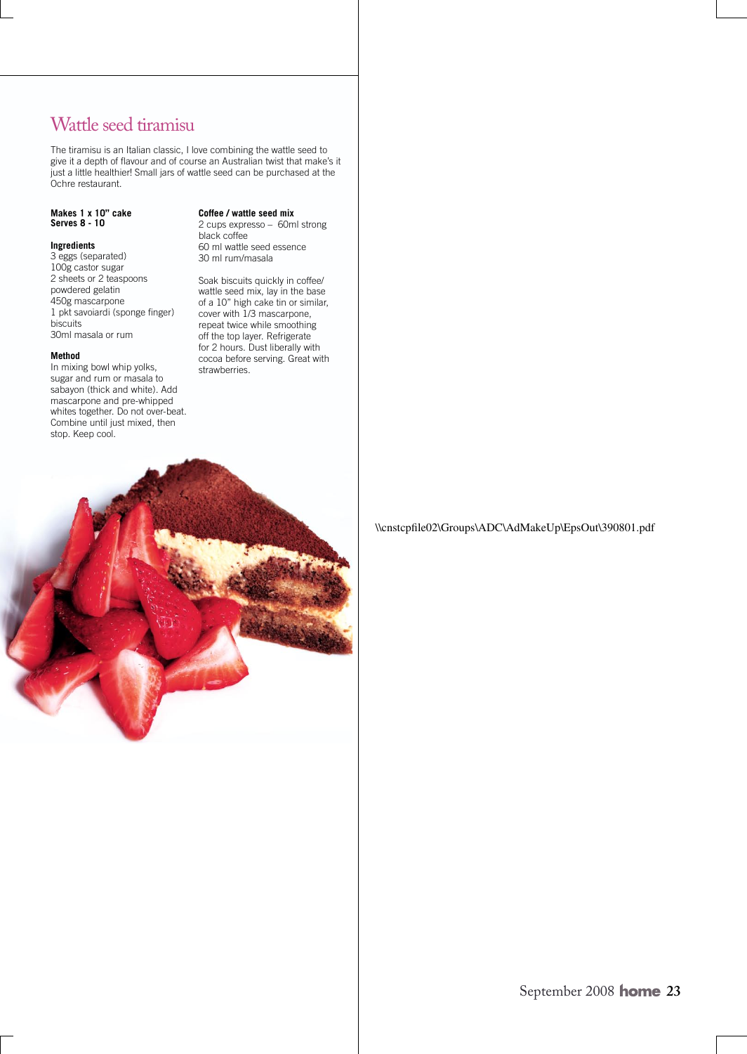# Wattle seed tiramisu

The tiramisu is an Italian classic, I love combining the wattle seed to give it a depth of flavour and of course an Australian twist that make's it just a little healthier! Small jars of wattle seed can be purchased at the Ochre restaurant.

**Makes 1 x 10" cake**
**Serves 8 - 10**

**Ingredients**

3 eggs (separated)
100g castor sugar
2 sheets or 2 teaspoons powdered gelatin
450g mascarpone
1 pkt savoiardi (sponge finger) biscuits
30ml masala or rum

**Method**

In mixing bowl whip yolks, sugar and rum or masala to sabayon (thick and white). Add mascarpone and pre-whipped whites together. Do not over-beat. Combine until just mixed, then stop. Keep cool.

**Coffee / wattle seed mix**

2 cups expresso – 60ml strong black coffee
60 ml wattle seed essence
30 ml rum/masala

Soak biscuits quickly in coffee/ wattle seed mix, lay in the base of a 10" high cake tin or similar, cover with 1/3 mascarpone, repeat twice while smoothing off the top layer. Refrigerate for 2 hours. Dust liberally with cocoa before serving. Great with strawberries.

\\cnstcpfile02\Groups\ADC\AdMakeUp\EpsOut\390801.pdf